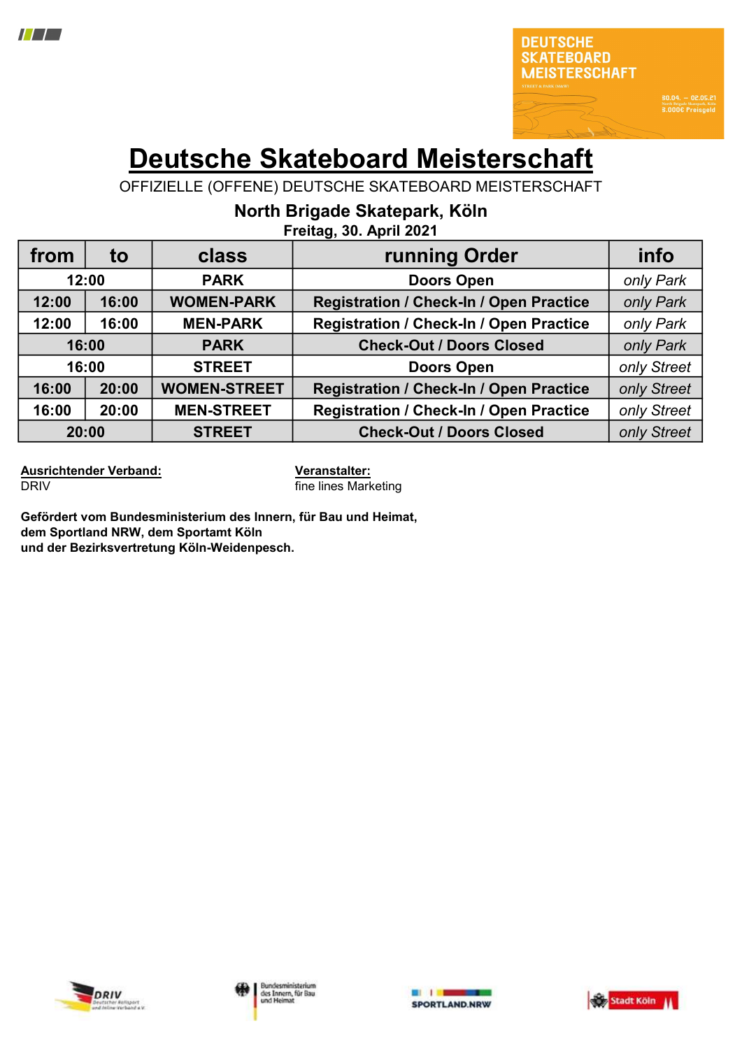# Deutsche Skateboard Meisterschaft

OFFIZIELLE (OFFENE) DEUTSCHE SKATEBOARD MEISTERSCHAFT

**North Brigade Skatepark, Köln**

**Freitag, 30. April 2021**

| from | to | class | running Order | info |
|---|---|---|---|---|
| 12:00 | | PARK | Doors Open | *only Park* |
| 12:00 | 16:00 | WOMEN-PARK | Registration / Check-In / Open Practice | *only Park* |
| 12:00 | 16:00 | MEN-PARK | Registration / Check-In / Open Practice | *only Park* |
| 16:00 | | PARK | Check-Out / Doors Closed | *only Park* |
| 16:00 | | STREET | Doors Open | *only Street* |
| 16:00 | 20:00 | WOMEN-STREET | Registration / Check-In / Open Practice | *only Street* |
| 16:00 | 20:00 | MEN-STREET | Registration / Check-In / Open Practice | *only Street* |
| 20:00 | | STREET | Check-Out / Doors Closed | *only Street* |

**Ausrichtender Verband:**
DRIV

**Veranstalter:**
fine lines Marketing

**Gefördert vom Bundesministerium des Innern, für Bau und Heimat, dem Sportland NRW, dem Sportamt Köln und der Bezirksvertretung Köln-Weidenpesch.**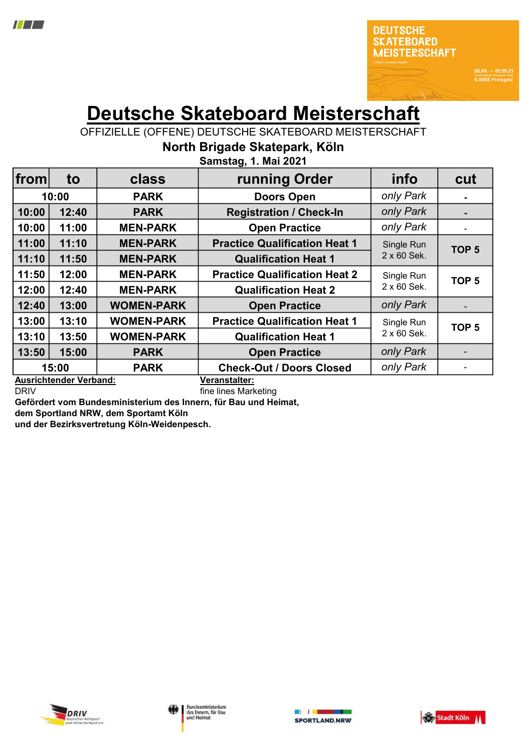# Deutsche Skateboard Meisterschaft

OFFIZIELLE (OFFENE) DEUTSCHE SKATEBOARD MEISTERSCHAFT

**North Brigade Skatepark, Köln**

**Samstag, 1. Mai 2021**

| from | to | class | running Order | info | cut |
|---|---|---|---|---|---|
| 10:00 | | PARK | Doors Open | *only Park* | - |
| 10:00 | 12:40 | PARK | Registration / Check-In | *only Park* | - |
| 10:00 | 11:00 | MEN-PARK | Open Practice | *only Park* | - |
| 11:00 | 11:10 | MEN-PARK | Practice Qualification Heat 1 | Single Run 2 x 60 Sek. | TOP 5 |
| 11:10 | 11:50 | MEN-PARK | Qualification Heat 1 | | |
| 11:50 | 12:00 | MEN-PARK | Practice Qualification Heat 2 | Single Run 2 x 60 Sek. | TOP 5 |
| 12:00 | 12:40 | MEN-PARK | Qualification Heat 2 | | |
| 12:40 | 13:00 | WOMEN-PARK | Open Practice | *only Park* | - |
| 13:00 | 13:10 | WOMEN-PARK | Practice Qualification Heat 1 | Single Run 2 x 60 Sek. | TOP 5 |
| 13:10 | 13:50 | WOMEN-PARK | Qualification Heat 1 | | |
| 13:50 | 15:00 | PARK | Open Practice | *only Park* | - |
| 15:00 | | PARK | Check-Out / Doors Closed | *only Park* | - |

**Ausrichtender Verband:**
DRIV

**Veranstalter:**
fine lines Marketing

**Gefördert vom Bundesministerium des Innern, für Bau und Heimat, dem Sportland NRW, dem Sportamt Köln und der Bezirksvertretung Köln-Weidenpesch.**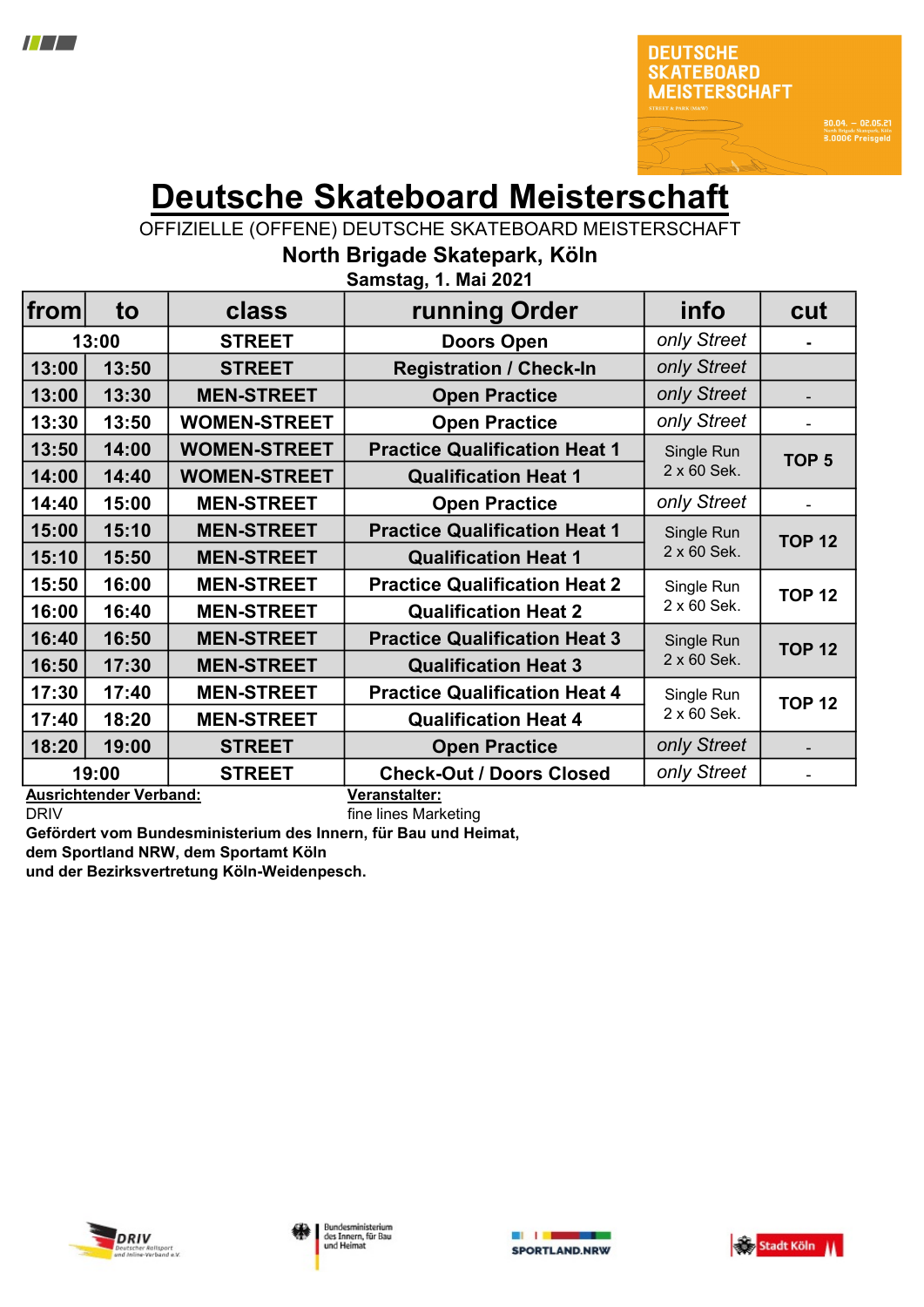# Deutsche Skateboard Meisterschaft

OFFIZIELLE (OFFENE) DEUTSCHE SKATEBOARD MEISTERSCHAFT

**North Brigade Skatepark, Köln**

**Samstag, 1. Mai 2021**

| from | to | class | running Order | info | cut |
|---|---|---|---|---|---|
| 13:00 | | STREET | Doors Open | *only Street* | - |
| 13:00 | 13:50 | STREET | Registration / Check-In | *only Street* | |
| 13:00 | 13:30 | MEN-STREET | Open Practice | *only Street* | - |
| 13:30 | 13:50 | WOMEN-STREET | Open Practice | *only Street* | - |
| 13:50 | 14:00 | WOMEN-STREET | Practice Qualification Heat 1 | Single Run 2 x 60 Sek. | TOP 5 |
| 14:00 | 14:40 | WOMEN-STREET | Qualification Heat 1 | | |
| 14:40 | 15:00 | MEN-STREET | Open Practice | *only Street* | - |
| 15:00 | 15:10 | MEN-STREET | Practice Qualification Heat 1 | Single Run 2 x 60 Sek. | TOP 12 |
| 15:10 | 15:50 | MEN-STREET | Qualification Heat 1 | | |
| 15:50 | 16:00 | MEN-STREET | Practice Qualification Heat 2 | Single Run 2 x 60 Sek. | TOP 12 |
| 16:00 | 16:40 | MEN-STREET | Qualification Heat 2 | | |
| 16:40 | 16:50 | MEN-STREET | Practice Qualification Heat 3 | Single Run 2 x 60 Sek. | TOP 12 |
| 16:50 | 17:30 | MEN-STREET | Qualification Heat 3 | | |
| 17:30 | 17:40 | MEN-STREET | Practice Qualification Heat 4 | Single Run 2 x 60 Sek. | TOP 12 |
| 17:40 | 18:20 | MEN-STREET | Qualification Heat 4 | | |
| 18:20 | 19:00 | STREET | Open Practice | *only Street* | - |
| 19:00 | | STREET | Check-Out / Doors Closed | *only Street* | - |

**Ausrichtender Verband:**
DRIV

**Veranstalter:**
fine lines Marketing

**Gefördert vom Bundesministerium des Innern, für Bau und Heimat, dem Sportland NRW, dem Sportamt Köln und der Bezirksvertretung Köln-Weidenpesch.**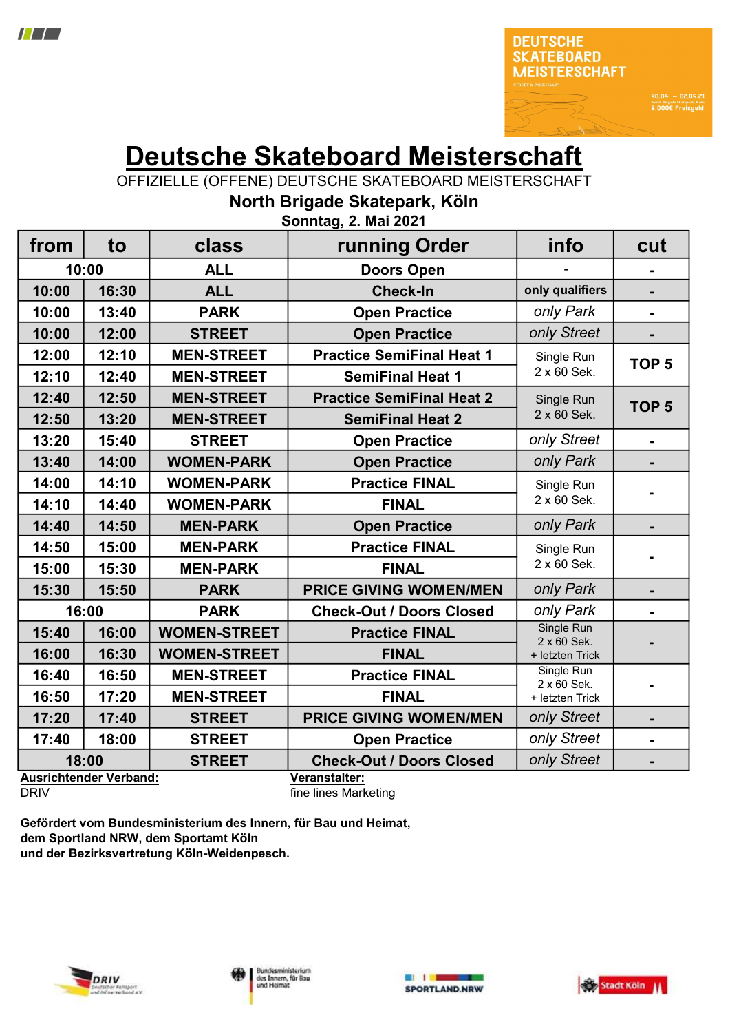# Deutsche Skateboard Meisterschaft

OFFIZIELLE (OFFENE) DEUTSCHE SKATEBOARD MEISTERSCHAFT

**North Brigade Skatepark, Köln**

**Sonntag, 2. Mai 2021**

| from | to | class | running Order | info | cut |
|---|---|---|---|---|---|
| 10:00 | | ALL | Doors Open | - | - |
| 10:00 | 16:30 | ALL | Check-In | only qualifiers | - |
| 10:00 | 13:40 | PARK | Open Practice | *only Park* | - |
| 10:00 | 12:00 | STREET | Open Practice | *only Street* | - |
| 12:00 | 12:10 | MEN-STREET | Practice SemiFinal Heat 1 | Single Run 2 x 60 Sek. | TOP 5 |
| 12:10 | 12:40 | MEN-STREET | SemiFinal Heat 1 | | |
| 12:40 | 12:50 | MEN-STREET | Practice SemiFinal Heat 2 | Single Run 2 x 60 Sek. | TOP 5 |
| 12:50 | 13:20 | MEN-STREET | SemiFinal Heat 2 | | |
| 13:20 | 15:40 | STREET | Open Practice | *only Street* | - |
| 13:40 | 14:00 | WOMEN-PARK | Open Practice | *only Park* | - |
| 14:00 | 14:10 | WOMEN-PARK | Practice FINAL | Single Run 2 x 60 Sek. | - |
| 14:10 | 14:40 | WOMEN-PARK | FINAL | | |
| 14:40 | 14:50 | MEN-PARK | Open Practice | *only Park* | - |
| 14:50 | 15:00 | MEN-PARK | Practice FINAL | Single Run 2 x 60 Sek. | - |
| 15:00 | 15:30 | MEN-PARK | FINAL | | |
| 15:30 | 15:50 | PARK | PRICE GIVING WOMEN/MEN | *only Park* | - |
| 16:00 | | PARK | Check-Out / Doors Closed | *only Park* | - |
| 15:40 | 16:00 | WOMEN-STREET | Practice FINAL | Single Run 2 x 60 Sek. + letzten Trick | - |
| 16:00 | 16:30 | WOMEN-STREET | FINAL | | |
| 16:40 | 16:50 | MEN-STREET | Practice FINAL | Single Run 2 x 60 Sek. + letzten Trick | - |
| 16:50 | 17:20 | MEN-STREET | FINAL | | |
| 17:20 | 17:40 | STREET | PRICE GIVING WOMEN/MEN | *only Street* | - |
| 17:40 | 18:00 | STREET | Open Practice | *only Street* | - |
| 18:00 | | STREET | Check-Out / Doors Closed | *only Street* | - |

**Ausrichtender Verband:**
DRIV

**Veranstalter:**
fine lines Marketing

**Gefördert vom Bundesministerium des Innern, für Bau und Heimat, dem Sportland NRW, dem Sportamt Köln und der Bezirksvertretung Köln-Weidenpesch.**